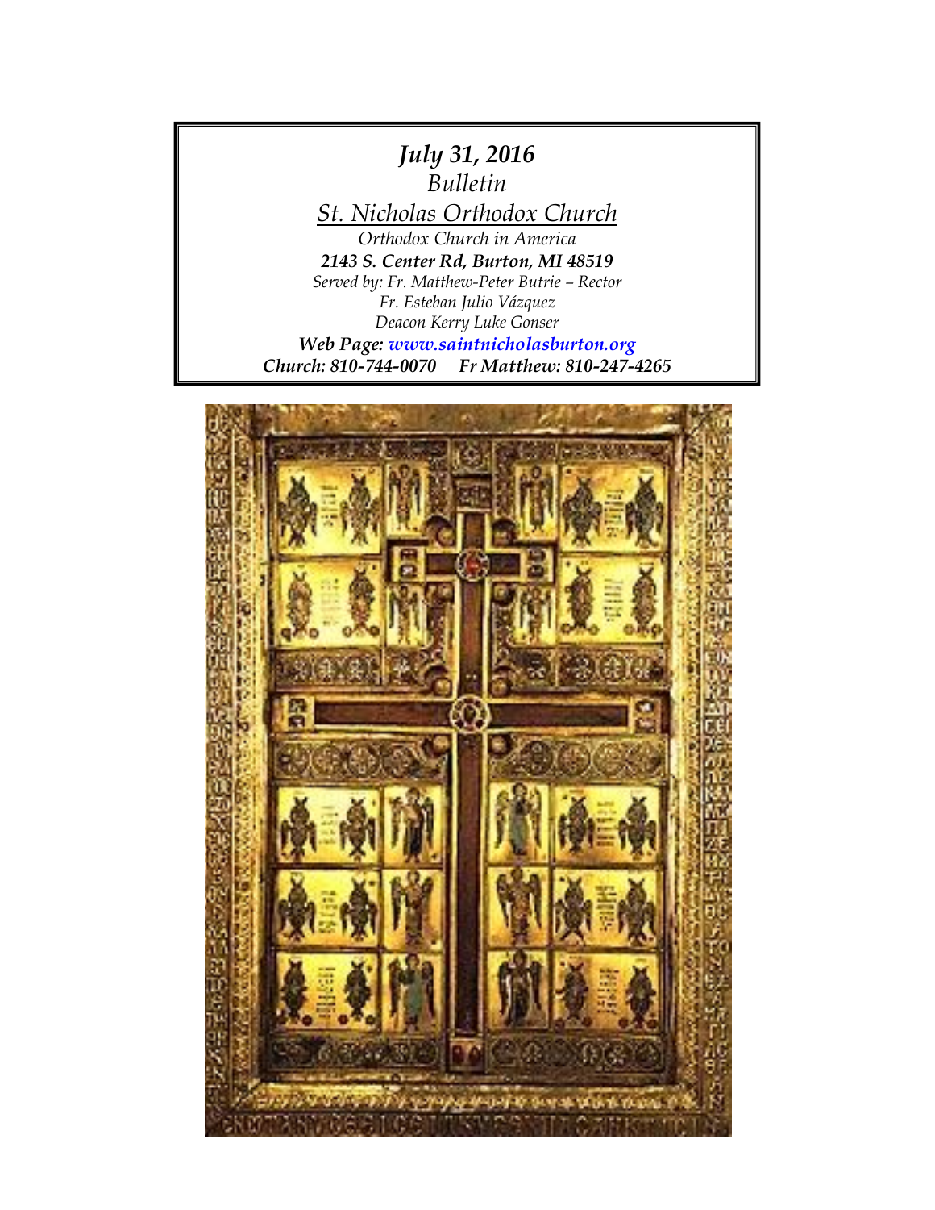*July 31, 2016*

*Bulletin*

*St. Nicholas Orthodox Church*

*Orthodox Church in America*

***2143 S. Center Rd, Burton, MI 48519***

*Served by: Fr. Matthew-Peter Butrie – Rector*

*Fr. Esteban Julio Vázquez*

*Deacon Kerry Luke Gonser*

***Web Page: [www.saintnicholasburton.org](www.saintnicholasburton.org)***

***Church: 810-744-0070 Fr Matthew: 810-247-4265***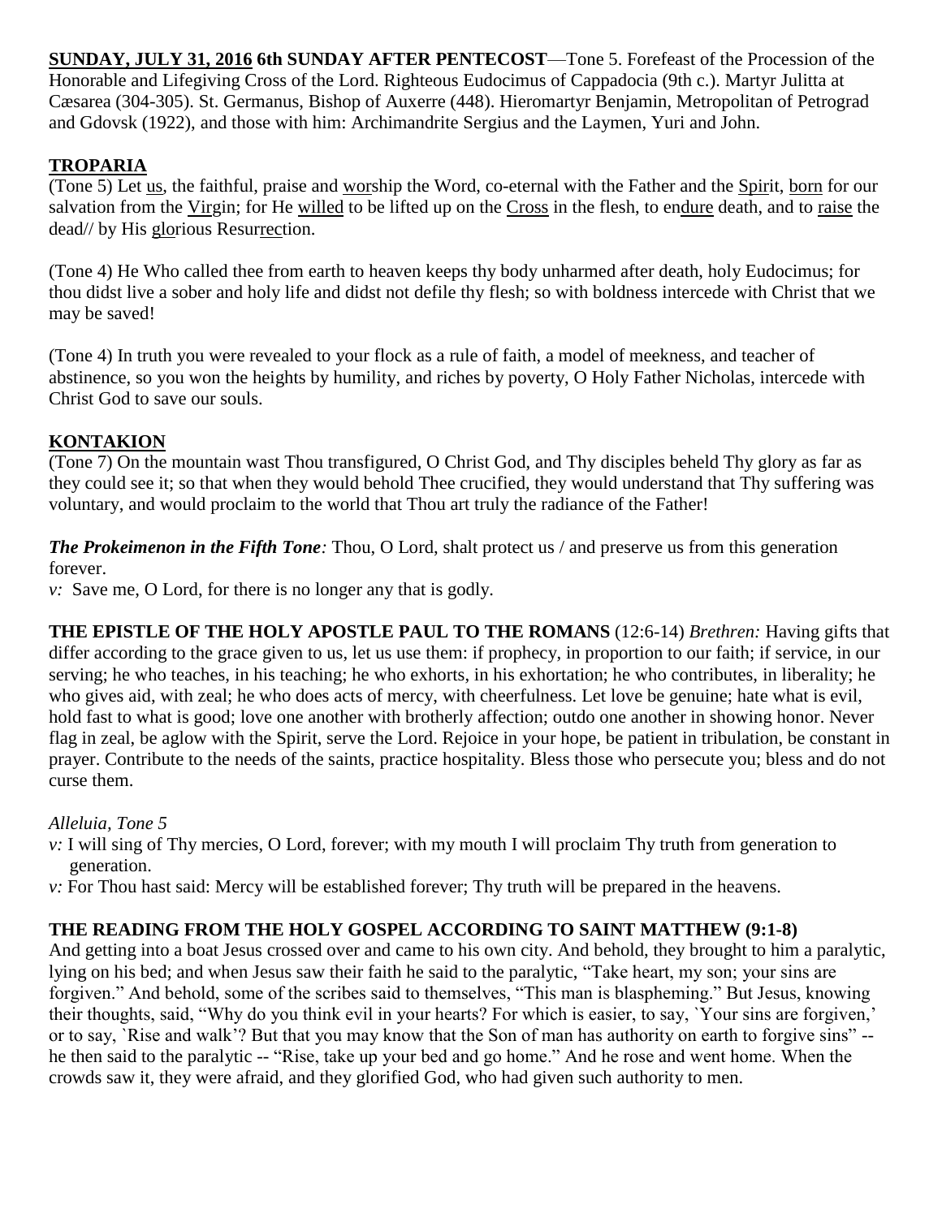**SUNDAY, JULY 31, 2016 6th SUNDAY AFTER PENTECOST**—Tone 5. Forefeast of the Procession of the Honorable and Lifegiving Cross of the Lord. Righteous Eudocimus of Cappadocia (9th c.). Martyr Julitta at Cæsarea (304-305). St. Germanus, Bishop of Auxerre (448). Hieromartyr Benjamin, Metropolitan of Petrograd and Gdovsk (1922), and those with him: Archimandrite Sergius and the Laymen, Yuri and John.

## TROPARIA

(Tone 5) Let us, the faithful, praise and worship the Word, co-eternal with the Father and the Spirit, born for our salvation from the Virgin; for He willed to be lifted up on the Cross in the flesh, to endure death, and to raise the dead// by His glorious Resurrection.

(Tone 4) He Who called thee from earth to heaven keeps thy body unharmed after death, holy Eudocimus; for thou didst live a sober and holy life and didst not defile thy flesh; so with boldness intercede with Christ that we may be saved!

(Tone 4) In truth you were revealed to your flock as a rule of faith, a model of meekness, and teacher of abstinence, so you won the heights by humility, and riches by poverty, O Holy Father Nicholas, intercede with Christ God to save our souls.

## KONTAKION

(Tone 7) On the mountain wast Thou transfigured, O Christ God, and Thy disciples beheld Thy glory as far as they could see it; so that when they would behold Thee crucified, they would understand that Thy suffering was voluntary, and would proclaim to the world that Thou art truly the radiance of the Father!

***The Prokeimenon in the Fifth Tone**:* Thou, O Lord, shalt protect us / and preserve us from this generation forever.

*v:* Save me, O Lord, for there is no longer any that is godly.

**THE EPISTLE OF THE HOLY APOSTLE PAUL TO THE ROMANS** (12:6-14) *Brethren:* Having gifts that differ according to the grace given to us, let us use them: if prophecy, in proportion to our faith; if service, in our serving; he who teaches, in his teaching; he who exhorts, in his exhortation; he who contributes, in liberality; he who gives aid, with zeal; he who does acts of mercy, with cheerfulness. Let love be genuine; hate what is evil, hold fast to what is good; love one another with brotherly affection; outdo one another in showing honor. Never flag in zeal, be aglow with the Spirit, serve the Lord. Rejoice in your hope, be patient in tribulation, be constant in prayer. Contribute to the needs of the saints, practice hospitality. Bless those who persecute you; bless and do not curse them.

*Alleluia, Tone 5*

*v:* I will sing of Thy mercies, O Lord, forever; with my mouth I will proclaim Thy truth from generation to generation.

*v:* For Thou hast said: Mercy will be established forever; Thy truth will be prepared in the heavens.

**THE READING FROM THE HOLY GOSPEL ACCORDING TO SAINT MATTHEW (9:1-8)**

And getting into a boat Jesus crossed over and came to his own city. And behold, they brought to him a paralytic, lying on his bed; and when Jesus saw their faith he said to the paralytic, "Take heart, my son; your sins are forgiven." And behold, some of the scribes said to themselves, "This man is blaspheming." But Jesus, knowing their thoughts, said, "Why do you think evil in your hearts? For which is easier, to say, `Your sins are forgiven,' or to say, `Rise and walk'? But that you may know that the Son of man has authority on earth to forgive sins" -- he then said to the paralytic -- "Rise, take up your bed and go home." And he rose and went home. When the crowds saw it, they were afraid, and they glorified God, who had given such authority to men.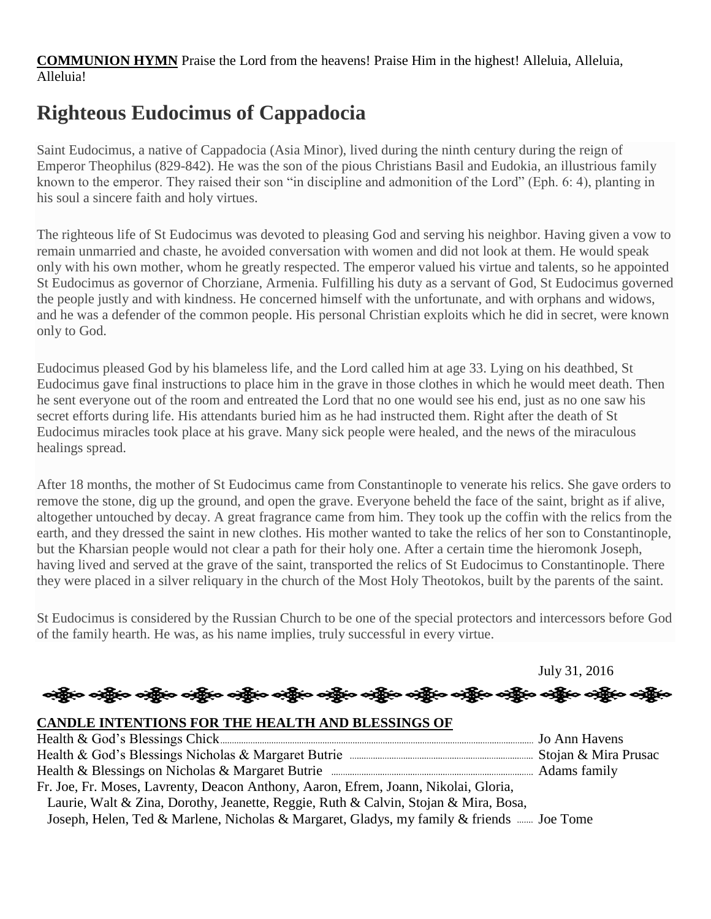**COMMUNION HYMN** Praise the Lord from the heavens! Praise Him in the highest! Alleluia, Alleluia, Alleluia!

# Righteous Eudocimus of Cappadocia

Saint Eudocimus, a native of Cappadocia (Asia Minor), lived during the ninth century during the reign of Emperor Theophilus (829-842). He was the son of the pious Christians Basil and Eudokia, an illustrious family known to the emperor. They raised their son "in discipline and admonition of the Lord" (Eph. 6: 4), planting in his soul a sincere faith and holy virtues.

The righteous life of St Eudocimus was devoted to pleasing God and serving his neighbor. Having given a vow to remain unmarried and chaste, he avoided conversation with women and did not look at them. He would speak only with his own mother, whom he greatly respected. The emperor valued his virtue and talents, so he appointed St Eudocimus as governor of Chorziane, Armenia. Fulfilling his duty as a servant of God, St Eudocimus governed the people justly and with kindness. He concerned himself with the unfortunate, and with orphans and widows, and he was a defender of the common people. His personal Christian exploits which he did in secret, were known only to God.

Eudocimus pleased God by his blameless life, and the Lord called him at age 33. Lying on his deathbed, St Eudocimus gave final instructions to place him in the grave in those clothes in which he would meet death. Then he sent everyone out of the room and entreated the Lord that no one would see his end, just as no one saw his secret efforts during life. His attendants buried him as he had instructed them. Right after the death of St Eudocimus miracles took place at his grave. Many sick people were healed, and the news of the miraculous healings spread.

After 18 months, the mother of St Eudocimus came from Constantinople to venerate his relics. She gave orders to remove the stone, dig up the ground, and open the grave. Everyone beheld the face of the saint, bright as if alive, altogether untouched by decay. A great fragrance came from him. They took up the coffin with the relics from the earth, and they dressed the saint in new clothes. His mother wanted to take the relics of her son to Constantinople, but the Kharsian people would not clear a path for their holy one. After a certain time the hieromonk Joseph, having lived and served at the grave of the saint, transported the relics of St Eudocimus to Constantinople. There they were placed in a silver reliquary in the church of the Most Holy Theotokos, built by the parents of the saint.

St Eudocimus is considered by the Russian Church to be one of the special protectors and intercessors before God of the family hearth. He was, as his name implies, truly successful in every virtue.

July 31, 2016

**CANDLE INTENTIONS FOR THE HEALTH AND BLESSINGS OF**

Health & God's Blessings Chick........ Jo Ann Havens
Health & God's Blessings Nicholas & Margaret Butrie ........ Stojan & Mira Prusac
Health & Blessings on Nicholas & Margaret Butrie ........ Adams family
Fr. Joe, Fr. Moses, Lavrenty, Deacon Anthony, Aaron, Efrem, Joann, Nikolai, Gloria, Laurie, Walt & Zina, Dorothy, Jeanette, Reggie, Ruth & Calvin, Stojan & Mira, Bosa, Joseph, Helen, Ted & Marlene, Nicholas & Margaret, Gladys, my family & friends ........ Joe Tome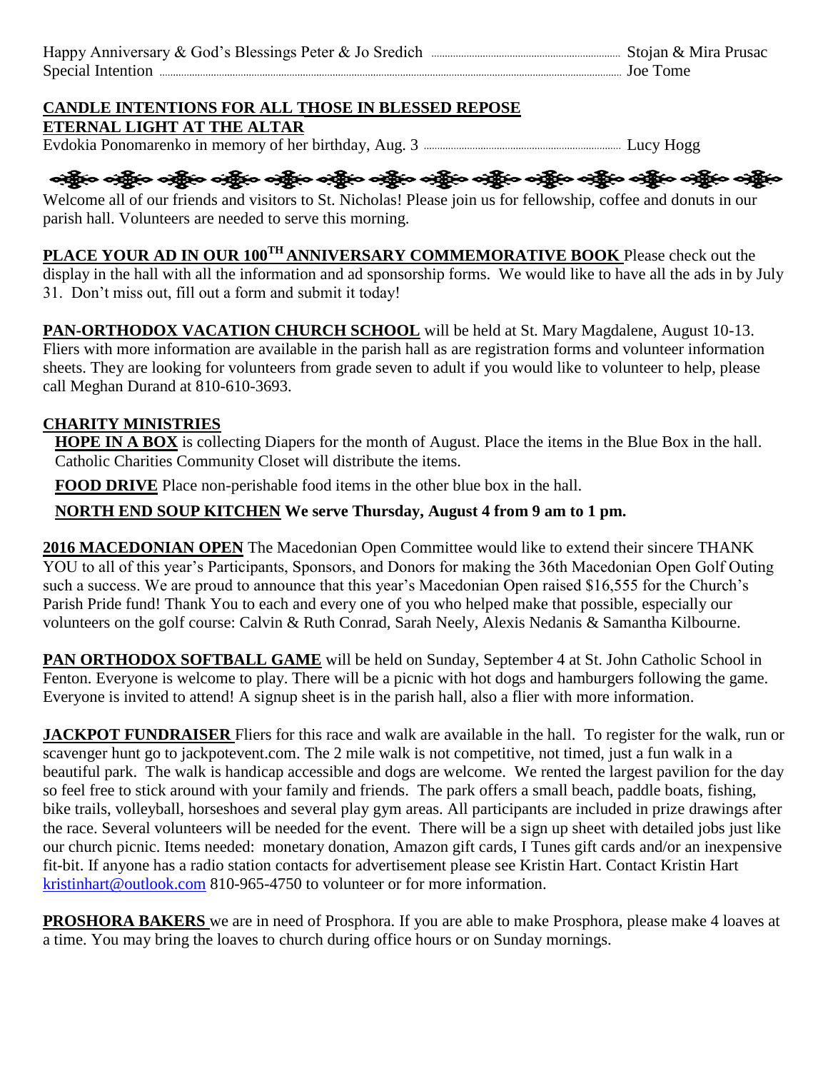Happy Anniversary & God's Blessings Peter & Jo Sredich .......... Stojan & Mira Prusac
Special Intention .......... Joe Tome

**CANDLE INTENTIONS FOR ALL THOSE IN BLESSED REPOSE**
**ETERNAL LIGHT AT THE ALTAR**

Evdokia Ponomarenko in memory of her birthday, Aug. 3 .......... Lucy Hogg

---

Welcome all of our friends and visitors to St. Nicholas! Please join us for fellowship, coffee and donuts in our parish hall. Volunteers are needed to serve this morning.

**PLACE YOUR AD IN OUR 100TH ANNIVERSARY COMMEMORATIVE BOOK** Please check out the display in the hall with all the information and ad sponsorship forms. We would like to have all the ads in by July 31. Don't miss out, fill out a form and submit it today!

**PAN-ORTHODOX VACATION CHURCH SCHOOL** will be held at St. Mary Magdalene, August 10-13. Fliers with more information are available in the parish hall as are registration forms and volunteer information sheets. They are looking for volunteers from grade seven to adult if you would like to volunteer to help, please call Meghan Durand at 810-610-3693.

**CHARITY MINISTRIES**

**HOPE IN A BOX** is collecting Diapers for the month of August. Place the items in the Blue Box in the hall. Catholic Charities Community Closet will distribute the items.

**FOOD DRIVE** Place non-perishable food items in the other blue box in the hall.

**NORTH END SOUP KITCHEN We serve Thursday, August 4 from 9 am to 1 pm.**

**2016 MACEDONIAN OPEN** The Macedonian Open Committee would like to extend their sincere THANK YOU to all of this year's Participants, Sponsors, and Donors for making the 36th Macedonian Open Golf Outing such a success. We are proud to announce that this year's Macedonian Open raised $16,555 for the Church's Parish Pride fund! Thank You to each and every one of you who helped make that possible, especially our volunteers on the golf course: Calvin & Ruth Conrad, Sarah Neely, Alexis Nedanis & Samantha Kilbourne.

**PAN ORTHODOX SOFTBALL GAME** will be held on Sunday, September 4 at St. John Catholic School in Fenton. Everyone is welcome to play. There will be a picnic with hot dogs and hamburgers following the game. Everyone is invited to attend! A signup sheet is in the parish hall, also a flier with more information.

**JACKPOT FUNDRAISER** Fliers for this race and walk are available in the hall. To register for the walk, run or scavenger hunt go to jackpotevent.com. The 2 mile walk is not competitive, not timed, just a fun walk in a beautiful park. The walk is handicap accessible and dogs are welcome. We rented the largest pavilion for the day so feel free to stick around with your family and friends. The park offers a small beach, paddle boats, fishing, bike trails, volleyball, horseshoes and several play gym areas. All participants are included in prize drawings after the race. Several volunteers will be needed for the event. There will be a sign up sheet with detailed jobs just like our church picnic. Items needed: monetary donation, Amazon gift cards, I Tunes gift cards and/or an inexpensive fit-bit. If anyone has a radio station contacts for advertisement please see Kristin Hart. Contact Kristin Hart kristinhart@outlook.com 810-965-4750 to volunteer or for more information.

**PROSHORA BAKERS** we are in need of Prosphora. If you are able to make Prosphora, please make 4 loaves at a time. You may bring the loaves to church during office hours or on Sunday mornings.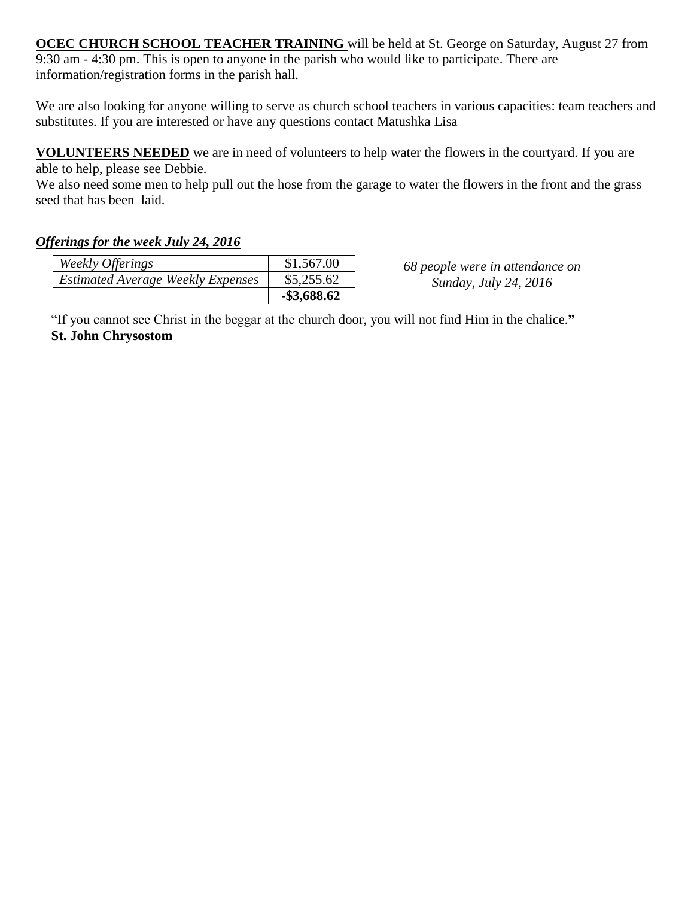**OCEC CHURCH SCHOOL TEACHER TRAINING** will be held at St. George on Saturday, August 27 from 9:30 am - 4:30 pm. This is open to anyone in the parish who would like to participate. There are information/registration forms in the parish hall.

We are also looking for anyone willing to serve as church school teachers in various capacities: team teachers and substitutes. If you are interested or have any questions contact Matushka Lisa

**VOLUNTEERS NEEDED** we are in need of volunteers to help water the flowers in the courtyard. If you are able to help, please see Debbie.

We also need some men to help pull out the hose from the garage to water the flowers in the front and the grass seed that has been laid.

***Offerings for the week July 24, 2016***

| | |
|---|---|
| *Weekly Offerings* | $1,567.00 |
| *Estimated Average Weekly Expenses* | $5,255.62 |
| | **-$3,688.62** |

*68 people were in attendance on Sunday, July 24, 2016*

"If you cannot see Christ in the beggar at the church door, you will not find Him in the chalice."
**St. John Chrysostom**